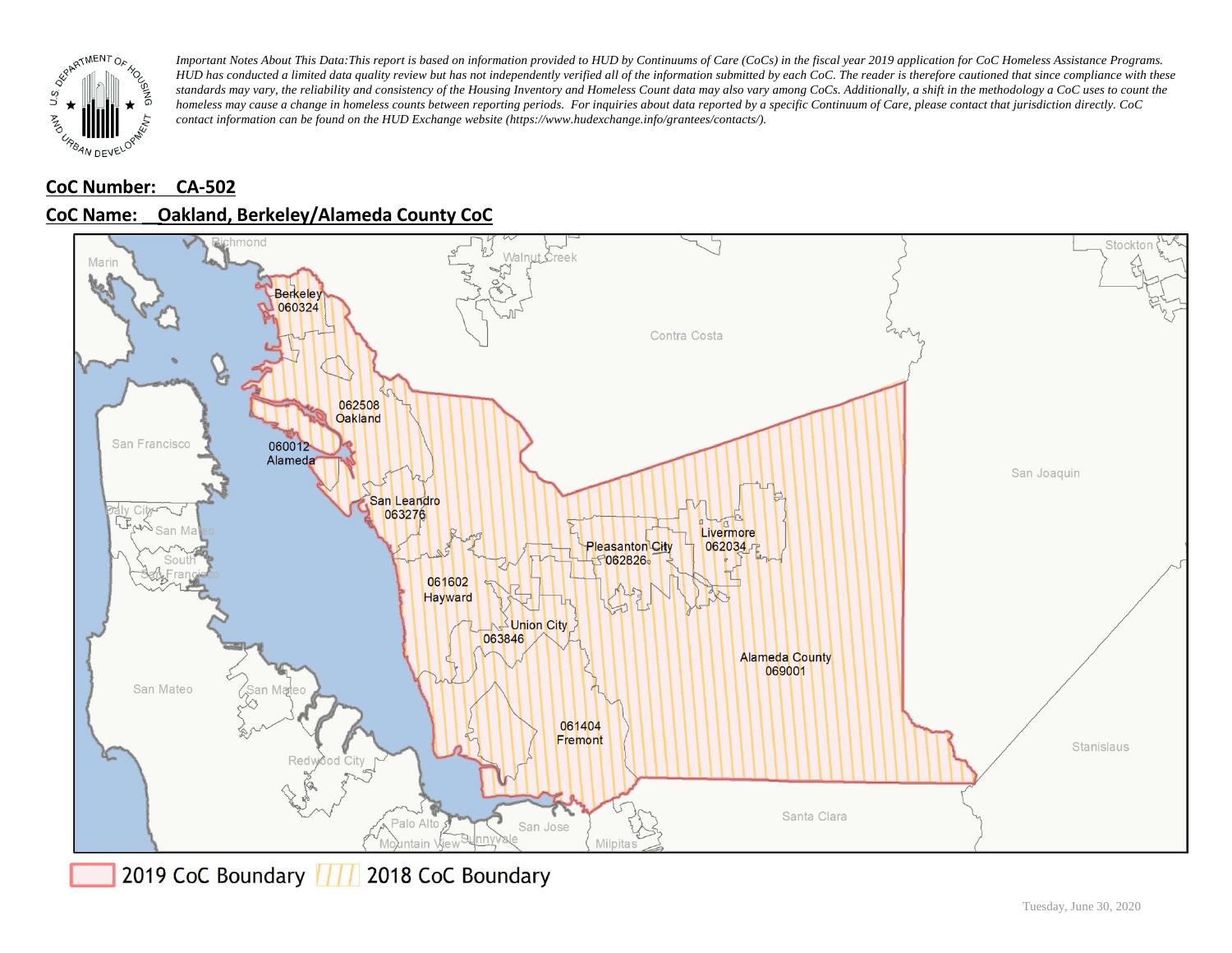*Important Notes About This Data:This report is based on information provided to HUD by Continuums of Care (CoCs) in the fiscal year 2019 application for CoC Homeless Assistance Programs. HUD has conducted a limited data quality review but has not independently verified all of the information submitted by each CoC. The reader is therefore cautioned that since compliance with these standards may vary, the reliability and consistency of the Housing Inventory and Homeless Count data may also vary among CoCs. Additionally, a shift in the methodology a CoC uses to count the homeless may cause a change in homeless counts between reporting periods. For inquiries about data reported by a specific Continuum of Care, please contact that jurisdiction directly. CoC contact information can be found on the HUD Exchange website (https://www.hudexchange.info/grantees/contacts/).*

**CoC Number: CA-502**

**CoC Name: Oakland, Berkeley/Alameda County CoC**

2019 CoC Boundary | 2018 CoC Boundary

Tuesday, June 30, 2020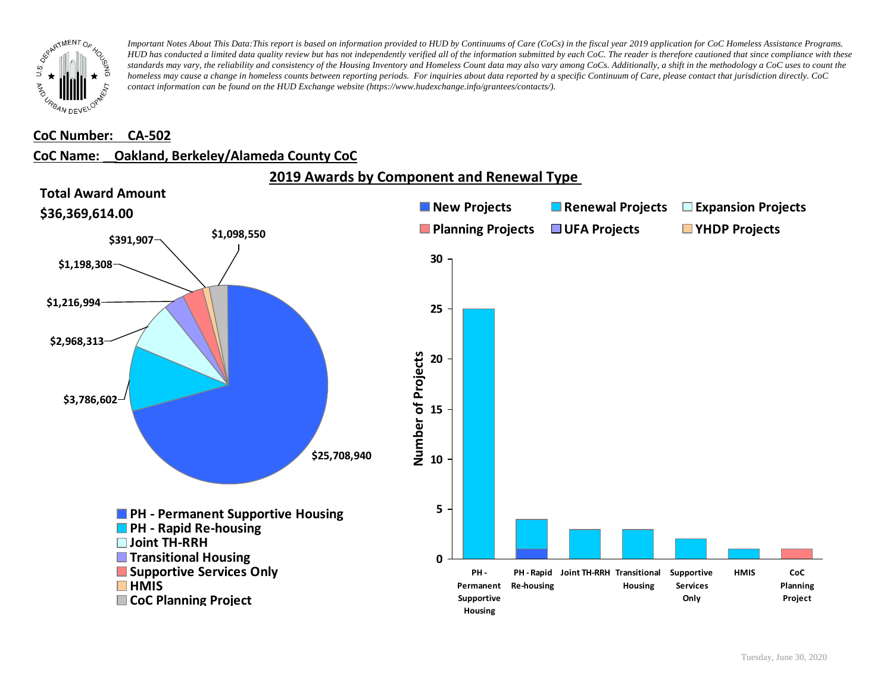*Important Notes About This Data:This report is based on information provided to HUD by Continuums of Care (CoCs) in the fiscal year 2019 application for CoC Homeless Assistance Programs. HUD has conducted a limited data quality review but has not independently verified all of the information submitted by each CoC. The reader is therefore cautioned that since compliance with these standards may vary, the reliability and consistency of the Housing Inventory and Homeless Count data may also vary among CoCs. Additionally, a shift in the methodology a CoC uses to count the homeless may cause a change in homeless counts between reporting periods. For inquiries about data reported by a specific Continuum of Care, please contact that jurisdiction directly. CoC contact information can be found on the HUD Exchange website (https://www.hudexchange.info/grantees/contacts/).*

**CoC Number: CA-502**

**CoC Name: Oakland, Berkeley/Alameda County CoC**

## 2019 Awards by Component and Renewal Type

**Total Award Amount**

**$36,369,614.00**

| Component | Award Amount |
|---|---|
| PH - Permanent Supportive Housing | $25,708,940 |
| PH - Rapid Re-housing | $3,786,602 |
| Joint TH-RRH | $2,968,313 |
| Transitional Housing | $1,216,994 |
| Supportive Services Only | $1,198,308 |
| HMIS | $391,907 |
| CoC Planning Project | $1,098,550 |

Number of Projects by Component and Renewal Type:

| Component | New Projects | Renewal Projects | Expansion Projects | Planning Projects | UFA Projects | YHDP Projects |
|---|---|---|---|---|---|---|
| PH - Permanent Supportive Housing | | 25 | | | | |
| PH - Rapid Re-housing | 1 | 3 | | | | |
| Joint TH-RRH | | 3 | | | | |
| Transitional Housing | | 3 | | | | |
| Supportive Services Only | | 2 | | | | |
| HMIS | | 1 | | | | |
| CoC Planning Project | | | | 1 | | |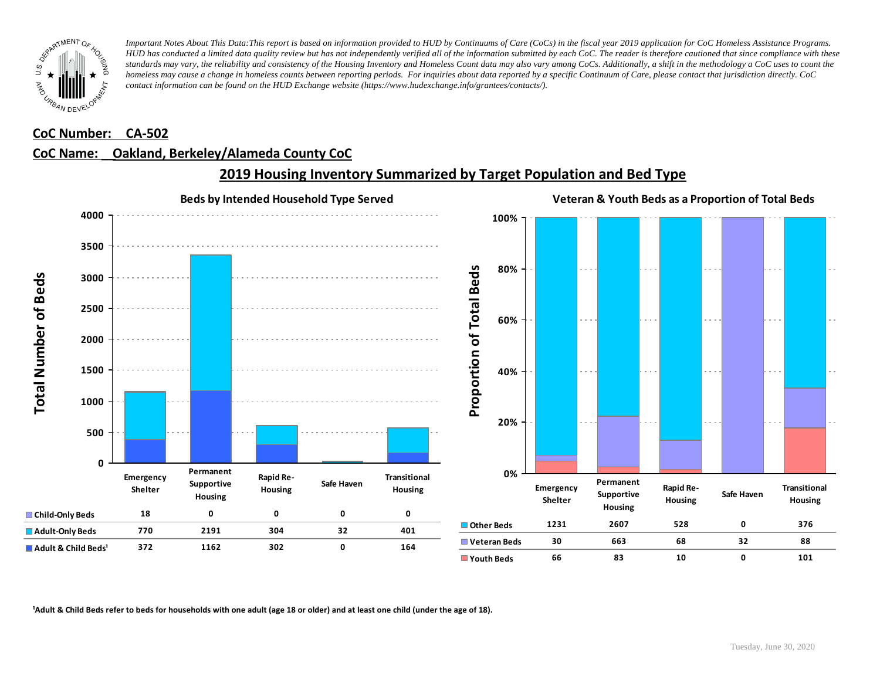*Important Notes About This Data:This report is based on information provided to HUD by Continuums of Care (CoCs) in the fiscal year 2019 application for CoC Homeless Assistance Programs. HUD has conducted a limited data quality review but has not independently verified all of the information submitted by each CoC. The reader is therefore cautioned that since compliance with these standards may vary, the reliability and consistency of the Housing Inventory and Homeless Count data may also vary among CoCs. Additionally, a shift in the methodology a CoC uses to count the homeless may cause a change in homeless counts between reporting periods. For inquiries about data reported by a specific Continuum of Care, please contact that jurisdiction directly. CoC contact information can be found on the HUD Exchange website (https://www.hudexchange.info/grantees/contacts/).*

**CoC Number: CA-502**

**CoC Name: Oakland, Berkeley/Alameda County CoC**

## 2019 Housing Inventory Summarized by Target Population and Bed Type

### Beds by Intended Household Type Served

| | Emergency Shelter | Permanent Supportive Housing | Rapid Re-Housing | Safe Haven | Transitional Housing |
|---|---|---|---|---|---|
| Child-Only Beds | 18 | 0 | 0 | 0 | 0 |
| Adult-Only Beds | 770 | 2191 | 304 | 32 | 401 |
| Adult & Child Beds[1] | 372 | 1162 | 302 | 0 | 164 |

### Veteran & Youth Beds as a Proportion of Total Beds

| | Emergency Shelter | Permanent Supportive Housing | Rapid Re-Housing | Safe Haven | Transitional Housing |
|---|---|---|---|---|---|
| Other Beds | 1231 | 2607 | 528 | 0 | 376 |
| Veteran Beds | 30 | 663 | 68 | 32 | 88 |
| Youth Beds | 66 | 83 | 10 | 0 | 101 |

[1]Adult & Child Beds refer to beds for households with one adult (age 18 or older) and at least one child (under the age of 18).

Tuesday, June 30, 2020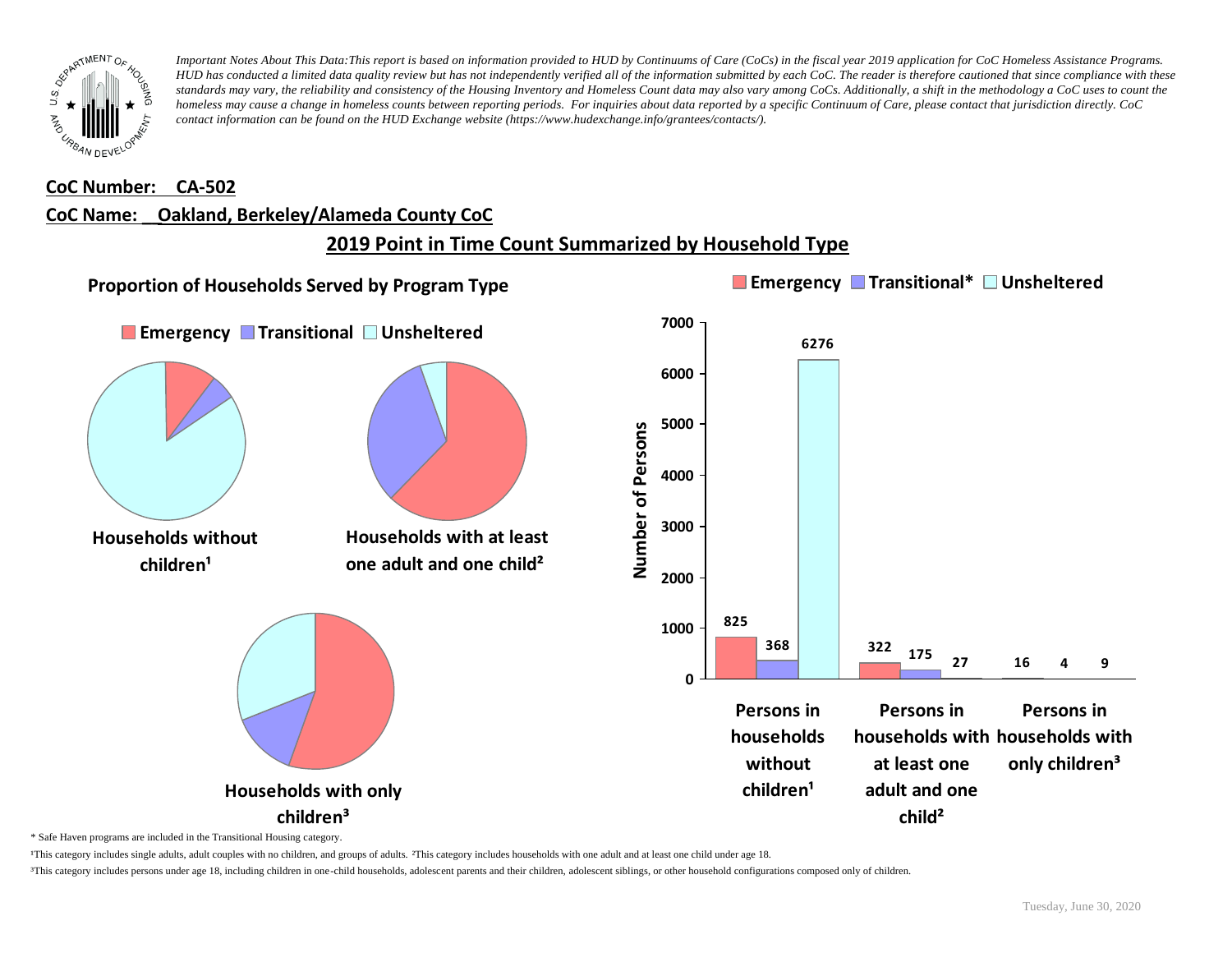*Important Notes About This Data:This report is based on information provided to HUD by Continuums of Care (CoCs) in the fiscal year 2019 application for CoC Homeless Assistance Programs. HUD has conducted a limited data quality review but has not independently verified all of the information submitted by each CoC. The reader is therefore cautioned that since compliance with these standards may vary, the reliability and consistency of the Housing Inventory and Homeless Count data may also vary among CoCs. Additionally, a shift in the methodology a CoC uses to count the homeless may cause a change in homeless counts between reporting periods. For inquiries about data reported by a specific Continuum of Care, please contact that jurisdiction directly. CoC contact information can be found on the HUD Exchange website (https://www.hudexchange.info/grantees/contacts/).*

**CoC Number: CA-502**

**CoC Name: Oakland, Berkeley/Alameda County CoC**

## 2019 Point in Time Count Summarized by Household Type

### Proportion of Households Served by Program Type

Emergency / Transitional / Unsheltered

- Households without children¹
- Households with at least one adult and one child²
- Households with only children³

| | Emergency | Transitional* | Unsheltered |
|---|---|---|---|
| Persons in households without children¹ | 825 | 368 | 6276 |
| Persons in households with at least one adult and one child² | 322 | 175 | 27 |
| Persons in households with only children³ | 16 | 4 | 9 |

\* Safe Haven programs are included in the Transitional Housing category.

¹This category includes single adults, adult couples with no children, and groups of adults. ²This category includes households with one adult and at least one child under age 18.

³This category includes persons under age 18, including children in one-child households, adolescent parents and their children, adolescent siblings, or other household configurations composed only of children.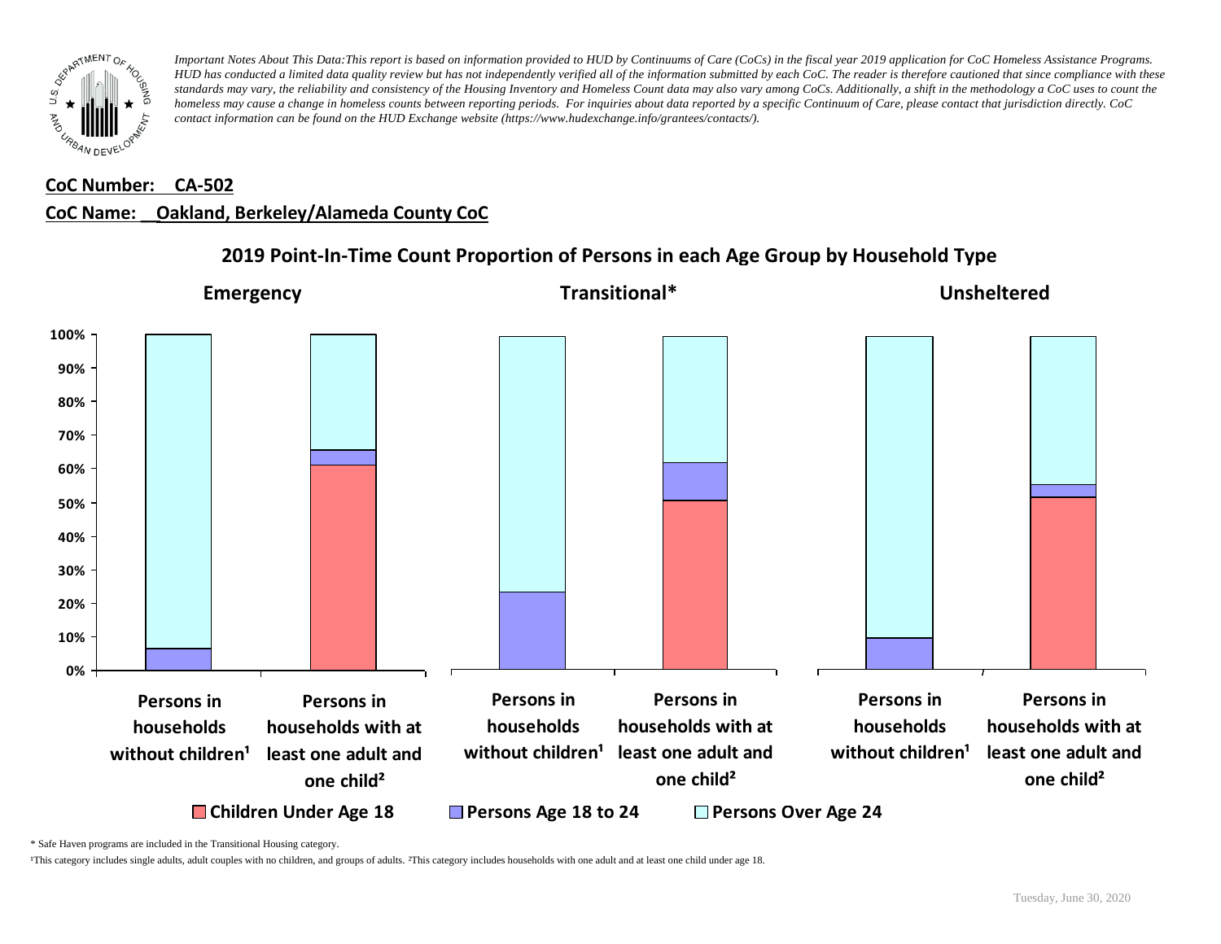*Important Notes About This Data:This report is based on information provided to HUD by Continuums of Care (CoCs) in the fiscal year 2019 application for CoC Homeless Assistance Programs. HUD has conducted a limited data quality review but has not independently verified all of the information submitted by each CoC. The reader is therefore cautioned that since compliance with these standards may vary, the reliability and consistency of the Housing Inventory and Homeless Count data may also vary among CoCs. Additionally, a shift in the methodology a CoC uses to count the homeless may cause a change in homeless counts between reporting periods. For inquiries about data reported by a specific Continuum of Care, please contact that jurisdiction directly. CoC contact information can be found on the HUD Exchange website (https://www.hudexchange.info/grantees/contacts/).*

**CoC Number: CA-502**

**CoC Name: Oakland, Berkeley/Alameda County CoC**

## 2019 Point-In-Time Count Proportion of Persons in each Age Group by Household Type

**Emergency** | **Transitional*** | **Unsheltered**

Y-axis: 0%, 10%, 20%, 30%, 40%, 50%, 60%, 70%, 80%, 90%, 100%

Categories (for each of Emergency, Transitional*, Unsheltered):
- Persons in households without children¹
- Persons in households with at least one adult and one child²

Legend: Children Under Age 18 | Persons Age 18 to 24 | Persons Over Age 24

\* Safe Haven programs are included in the Transitional Housing category.

¹This category includes single adults, adult couples with no children, and groups of adults. ²This category includes households with one adult and at least one child under age 18.

Tuesday, June 30, 2020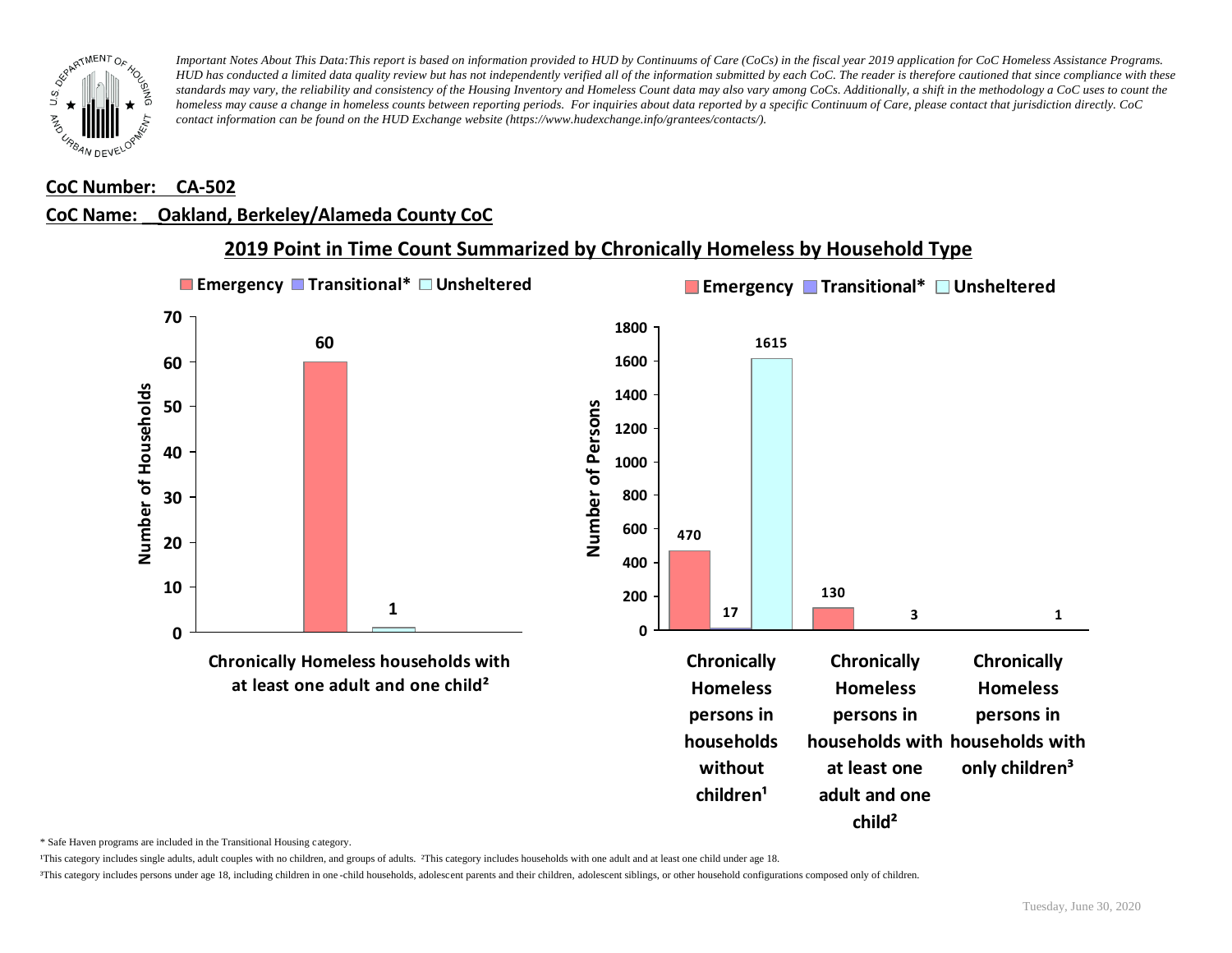*Important Notes About This Data:This report is based on information provided to HUD by Continuums of Care (CoCs) in the fiscal year 2019 application for CoC Homeless Assistance Programs. HUD has conducted a limited data quality review but has not independently verified all of the information submitted by each CoC. The reader is therefore cautioned that since compliance with these standards may vary, the reliability and consistency of the Housing Inventory and Homeless Count data may also vary among CoCs. Additionally, a shift in the methodology a CoC uses to count the homeless may cause a change in homeless counts between reporting periods. For inquiries about data reported by a specific Continuum of Care, please contact that jurisdiction directly. CoC contact information can be found on the HUD Exchange website (https://www.hudexchange.info/grantees/contacts/).*

**CoC Number: CA-502**

**CoC Name: Oakland, Berkeley/Alameda County CoC**

## 2019 Point in Time Count Summarized by Chronically Homeless by Household Type

Number of Households

| | Emergency | Transitional* | Unsheltered |
|---|---|---|---|
| Chronically Homeless households with at least one adult and one child² | 60 | | 1 |

Number of Persons

| | Emergency | Transitional* | Unsheltered |
|---|---|---|---|
| Chronically Homeless persons in households without children¹ | 470 | 17 | 1615 |
| Chronically Homeless persons in households with at least one adult and one child² | 130 | | 3 |
| Chronically Homeless persons in households with only children³ | | | 1 |

* Safe Haven programs are included in the Transitional Housing category.

¹This category includes single adults, adult couples with no children, and groups of adults. ²This category includes households with one adult and at least one child under age 18.

³This category includes persons under age 18, including children in one-child households, adolescent parents and their children, adolescent siblings, or other household configurations composed only of children.

Tuesday, June 30, 2020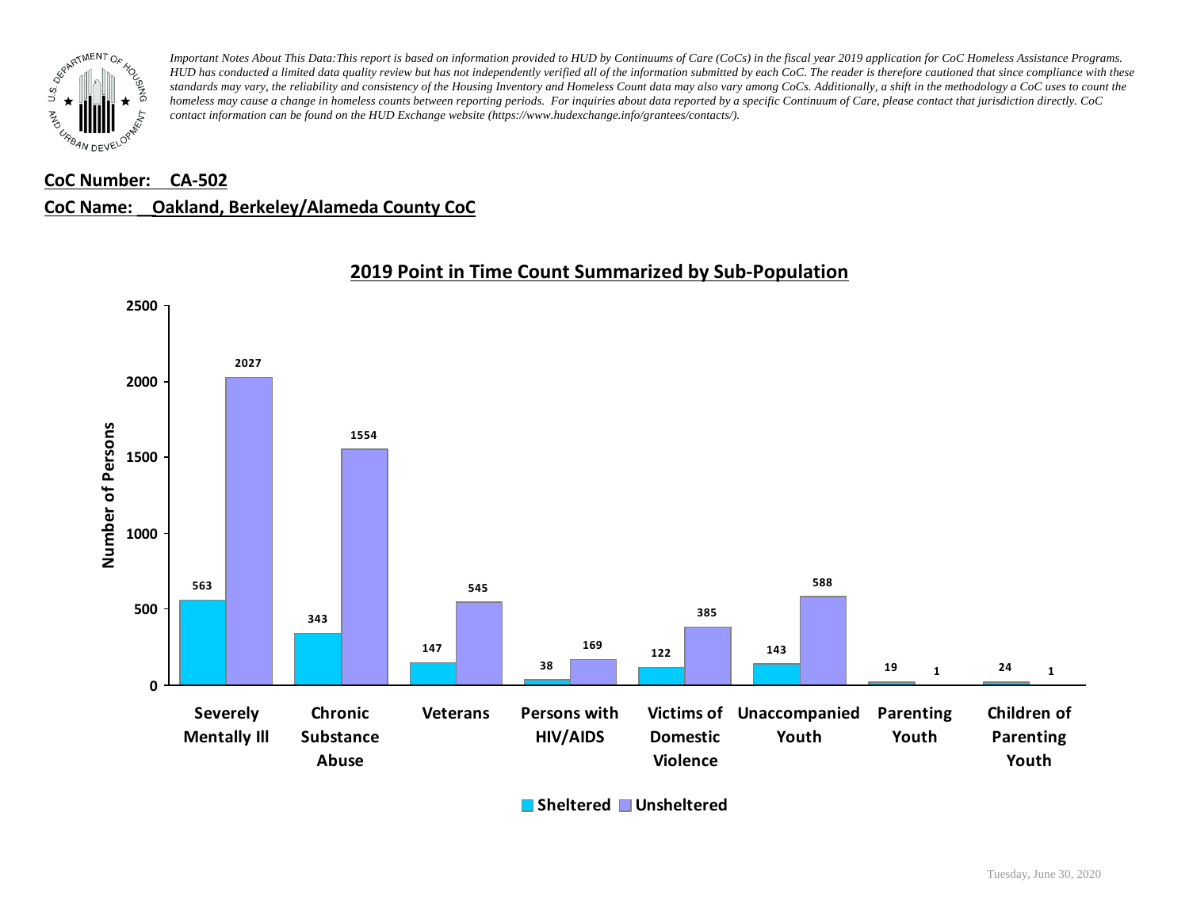*Important Notes About This Data: This report is based on information provided to HUD by Continuums of Care (CoCs) in the fiscal year 2019 application for CoC Homeless Assistance Programs. HUD has conducted a limited data quality review but has not independently verified all of the information submitted by each CoC. The reader is therefore cautioned that since compliance with these standards may vary, the reliability and consistency of the Housing Inventory and Homeless Count data may also vary among CoCs. Additionally, a shift in the methodology a CoC uses to count the homeless may cause a change in homeless counts between reporting periods. For inquiries about data reported by a specific Continuum of Care, please contact that jurisdiction directly. CoC contact information can be found on the HUD Exchange website (https://www.hudexchange.info/grantees/contacts/).*

**CoC Number: CA-502**

**CoC Name: Oakland, Berkeley/Alameda County CoC**

## 2019 Point in Time Count Summarized by Sub-Population

Number of Persons

2500
2000
1500
1000
500
0

Severely Mentally Ill: 563, 2027
Chronic Substance Abuse: 343, 1554
Veterans: 147, 545
Persons with HIV/AIDS: 38, 169
Victims of Domestic Violence: 122, 385
Unaccompanied Youth: 143, 588
Parenting Youth: 19, 1
Children of Parenting Youth: 24, 1

Sheltered  Unsheltered

Tuesday, June 30, 2020